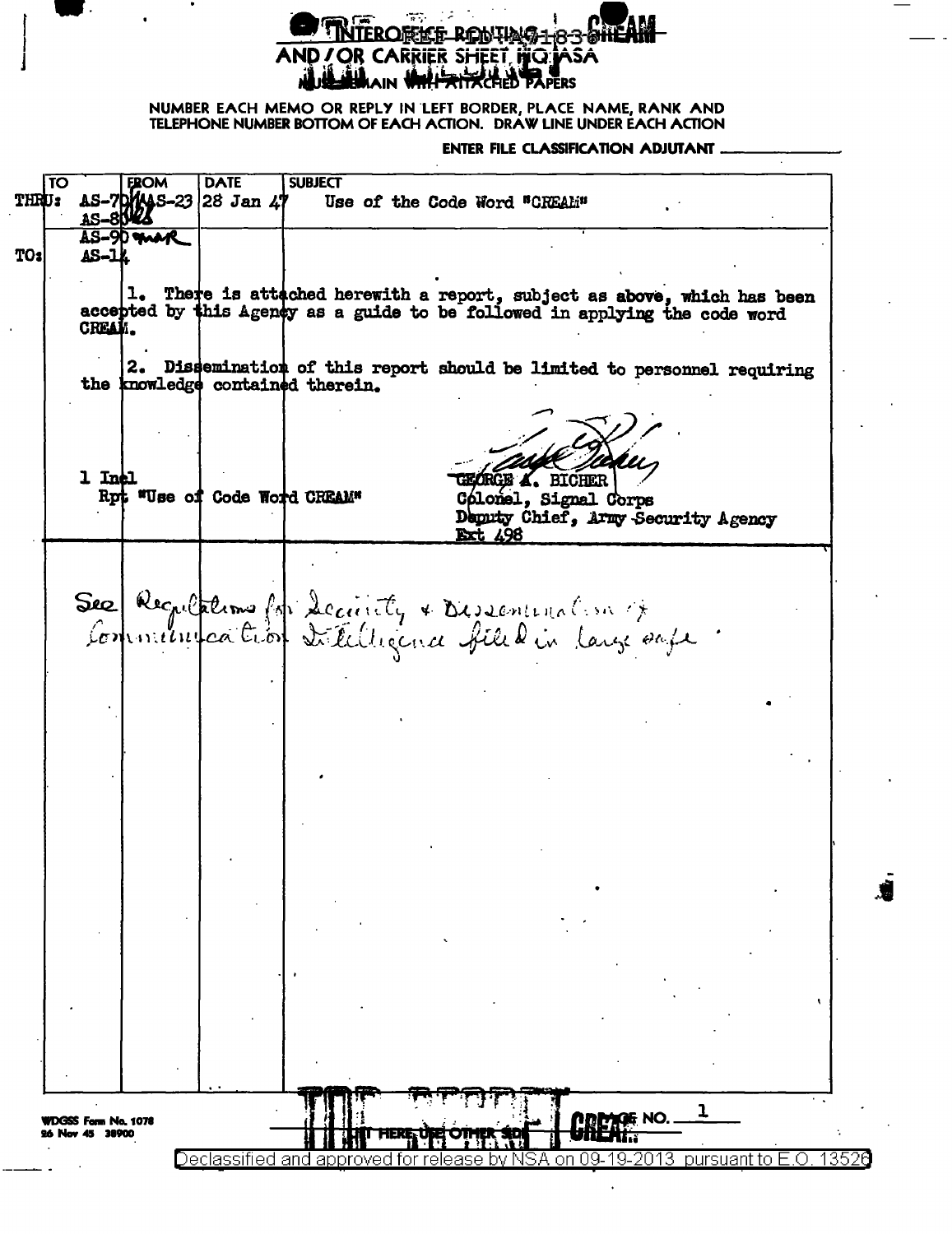# INTEROFFICE ROUTING AND / OR CARRIER SHEET HQ ASA

MUST REMAIN WITH ATTACHED PAPERS

NUMBER EACH MEMO OR REPLY IN LEFT BORDER, PLACE NAME, RANK AND TELEPHONE NUMBER BOTTOM OF EACH ACTION. DRAW LINE UNDER EACH ACTION

ENTER FILE CLASSIFICATION ADJUTANT ______________

| TO | FROM | DATE | SUBJECT |
|---|---|---|---|
| THRU: AS-70 / AS-80 / AS-90 | AS-23 | 28 Jan 47 | Use of the Code Word "CREAM" |
| TO: AS-14 | | | |

1. There is attached herewith a report, subject as above, which has been accepted by this Agency as a guide to be followed in applying the code word CREAM.

2. Dissemination of this report should be limited to personnel requiring the knowledge contained therein.

1 Incl
Rpt "Use of Code Word CREAM"

GEORGE A. BICHER
Colonel, Signal Corps
Deputy Chief, Army Security Agency
Ext 498

---

See Regulations for Security & Dissemination of Communication Intelligence filed in large safe.

WDGSS Form No. 1078
26 Nov 45 38900

CREAM

PAGE NO. 1

Declassified and approved for release by NSA on 09-19-2013 pursuant to E.O. 13526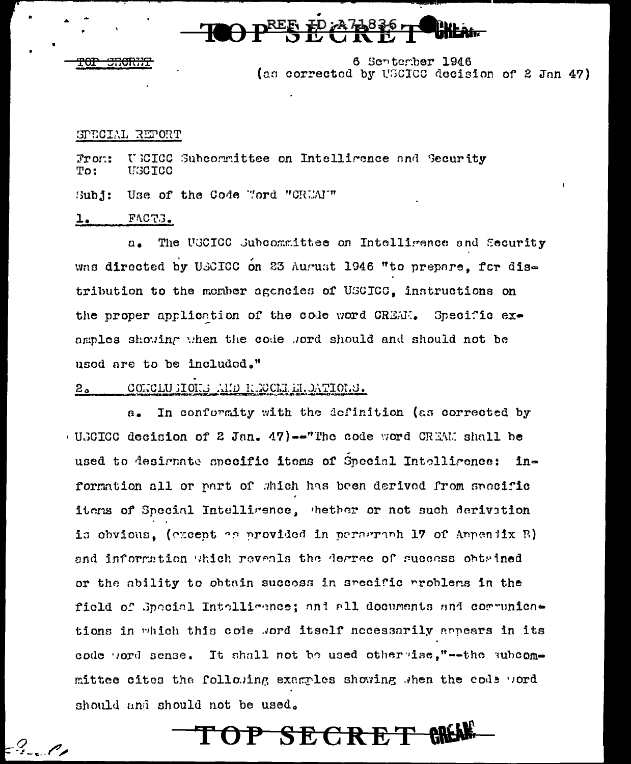TOP SECRET

6 September 1946
(as corrected by USCICC decision of 2 Jan 47)

SPECIAL REPORT

From: USCICC Subcommittee on Intelligence and Security
To: USCICC

Subj: Use of the Code Word "CREAM"

1. FACTS.

a. The USCICC Subcommittee on Intelligence and Security was directed by USCICC on 23 August 1946 "to prepare, for distribution to the member agencies of USCICC, instructions on the proper application of the code word CREAM. Specific examples showing when the code word should and should not be used are to be included."

2. CONCLUSIONS AND RECOMMENDATIONS.

a. In conformity with the definition (as corrected by USCICC decision of 2 Jan. 47)--"The code word CREAM shall be used to designate specific items of Special Intelligence: information all or part of which has been derived from specific items of Special Intelligence, whether or not such derivation is obvious, (except as provided in paragraph 17 of Appendix B) and information which reveals the degree of success obtained or the ability to obtain success in specific problems in the field of Special Intelligence; and all documents and communications in which this code word itself necessarily appears in its code word sense. It shall not be used otherwise,"--the subcommittee cites the following examples showing when the code word should and should not be used.

TOP SECRET CREAM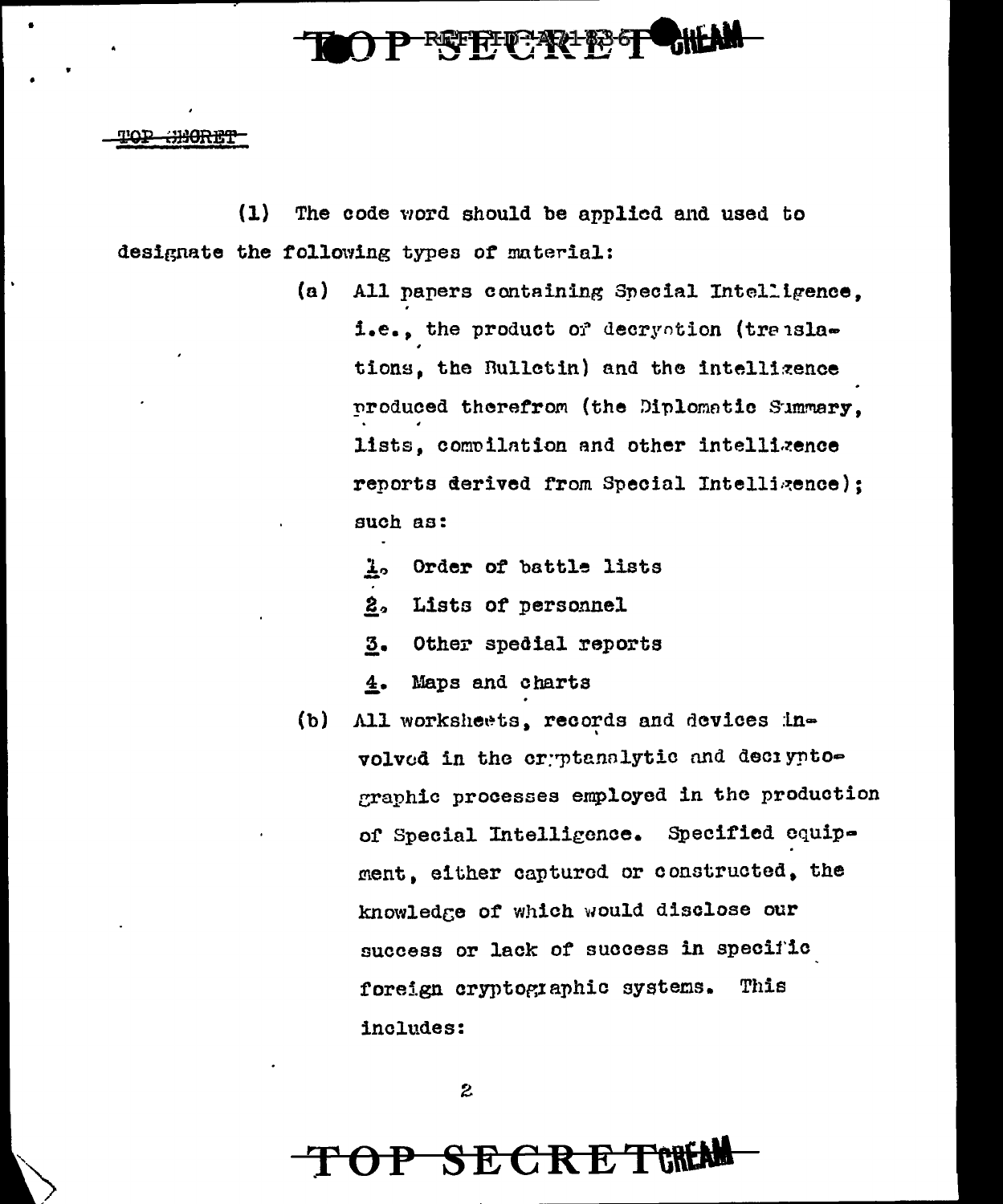(1) The code word should be applied and used to designate the following types of material:

(a) All papers containing Special Intelligence, i.e., the product of decryption (translations, the Bulletin) and the intelligence produced therefrom (the Diplomatic Summary, lists, compilation and other intelligence reports derived from Special Intelligence); such as:

1. Order of battle lists
2. Lists of personnel
3. Other spedial reports
4. Maps and charts

(b) All worksheets, records and devices involved in the cryptanalytic and decryptographic processes employed in the production of Special Intelligence. Specified equipment, either captured or constructed, the knowledge of which would disclose our success or lack of success in specific foreign cryptographic systems. This includes: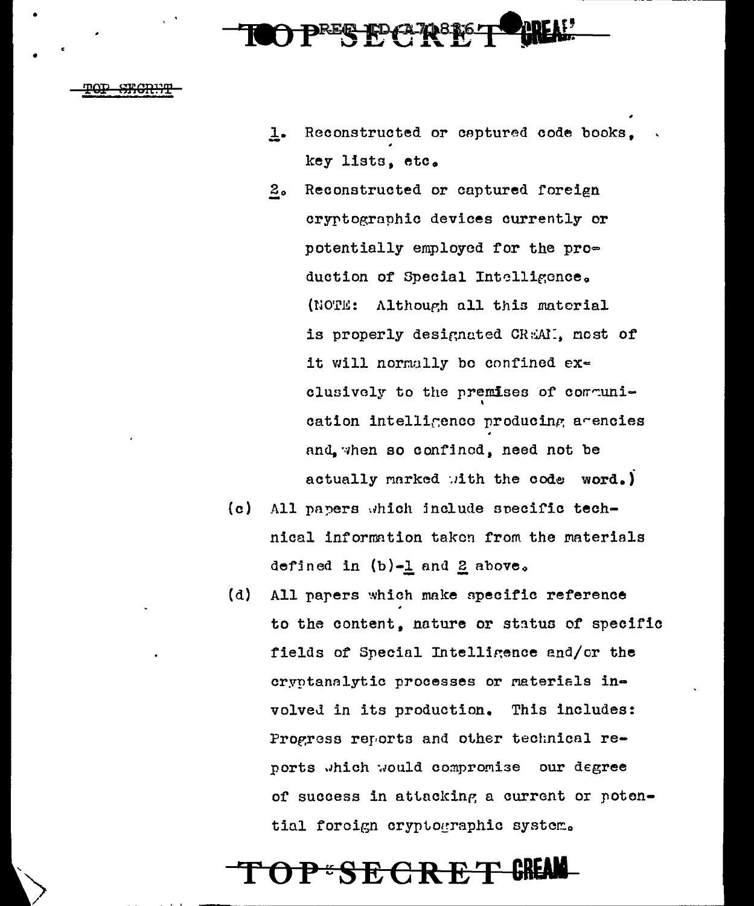1. Reconstructed or captured code books, key lists, etc.

2. Reconstructed or captured foreign cryptographic devices currently or potentially employed for the production of Special Intelligence. (NOTE: Although all this material is properly designated CREAM, most of it will normally be confined exclusively to the premises of communication intelligence producing agencies and, when so confined, need not be actually marked with the code word.)

(c) All papers which include specific technical information taken from the materials defined in (b)-1 and 2 above.

(d) All papers which make specific reference to the content, nature or status of specific fields of Special Intelligence and/or the cryptanalytic processes or materials involved in its production. This includes: Progress reports and other technical reports which would compromise our degree of success in attacking a current or potential foreign cryptographic system.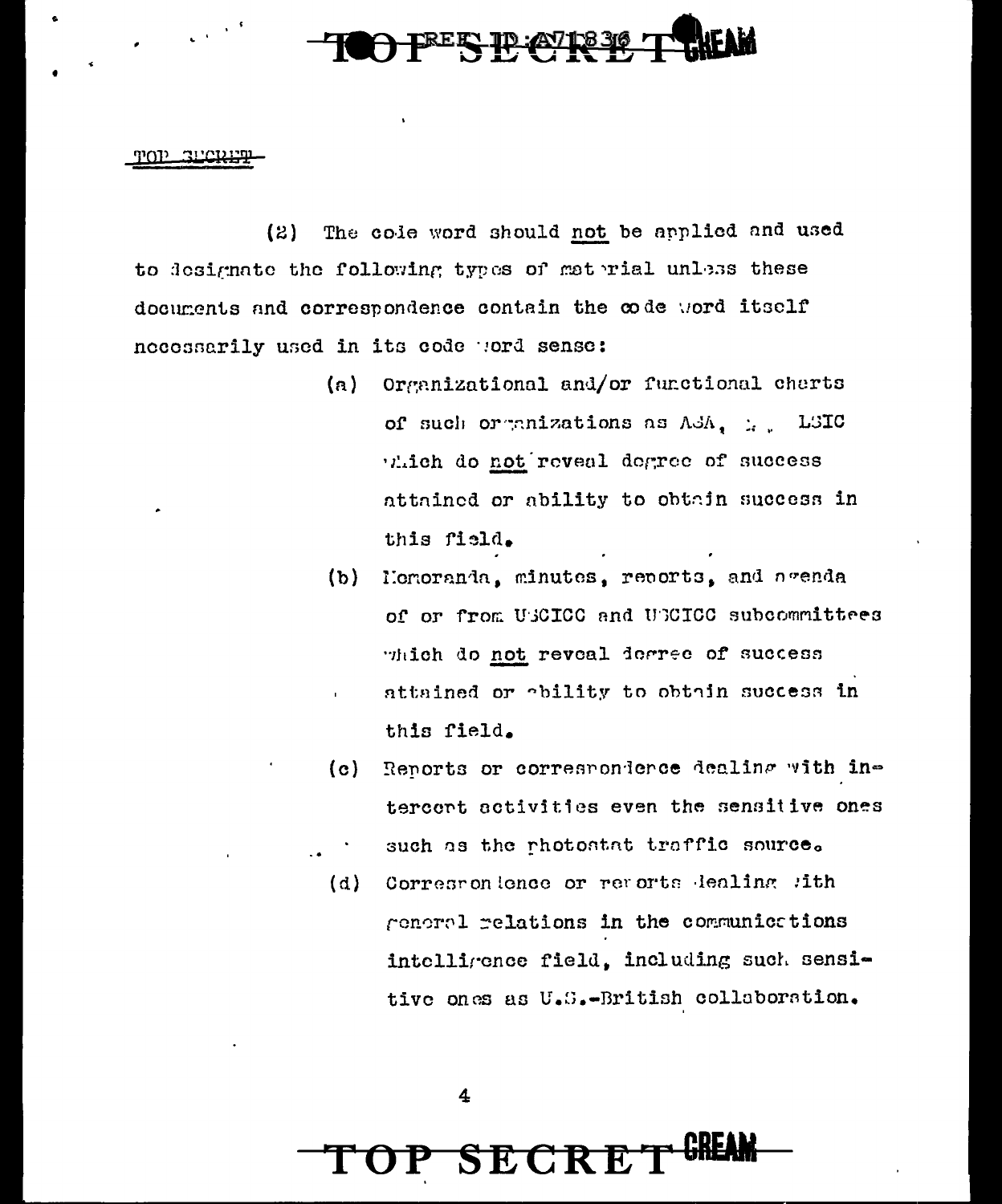(2) The code word should not be applied and used to designate the following types of material unless these documents and correspondence contain the code word itself necessarily used in its code word sense:

(a) Organizational and/or functional charts of such organizations as ASA, ., LSIC which do not reveal degree of success attained or ability to obtain success in this field.

(b) Memoranda, minutes, reports, and agenda of or from USCICC and USCICC subcommittees which do not reveal degree of success attained or ability to obtain success in this field.

(c) Reports or correspondence dealing with intercept activities even the sensitive ones such as the photostat traffic source.

(d) Correspondence or reports dealing with general relations in the communications intelligence field, including such sensitive ones as U.S.-British collaboration.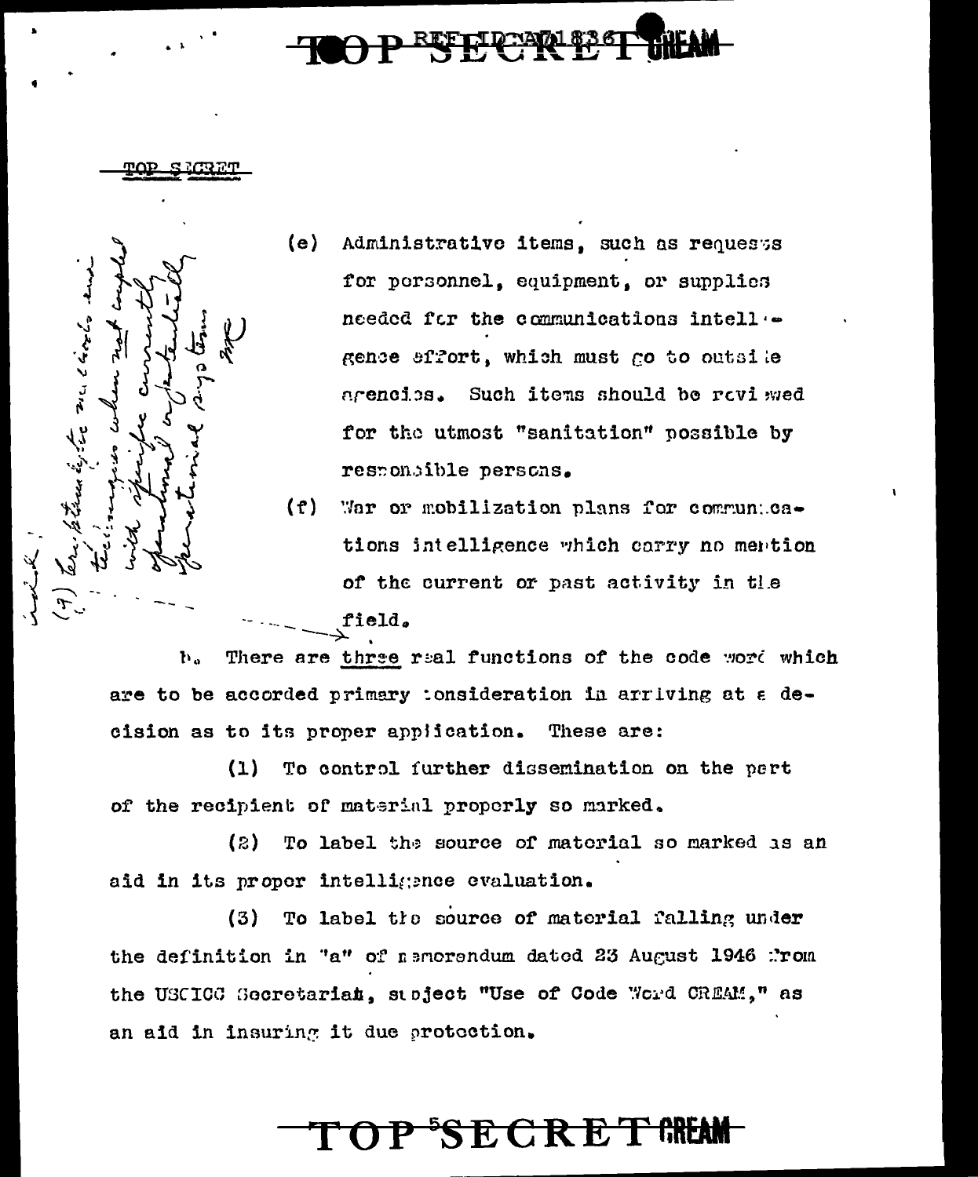TOP SECRET

(e) Administrative items, such as requests for personnel, equipment, or supplies needed for the communications intelligence effort, which must go to outside agencies. Such items should be reviewed for the utmost "sanitation" possible by responsible persons.

(f) War or mobilization plans for communications intelligence which carry no mention of the current or past activity in the field.

(g) Cer. [handwritten] ... techniques when not coupled with specific currently operational or potentially operational systems

b. There are three real functions of the code word which are to be accorded primary consideration in arriving at a decision as to its proper application. These are:

(1) To control further dissemination on the part of the recipient of material properly so marked.

(2) To label the source of material so marked as an aid in its proper intelligence evaluation.

(3) To label the source of material falling under the definition in "a" of memorandum dated 23 August 1946 from the USCICC Secretariat, subject "Use of Code Word CREAM," as an aid in insuring it due protection.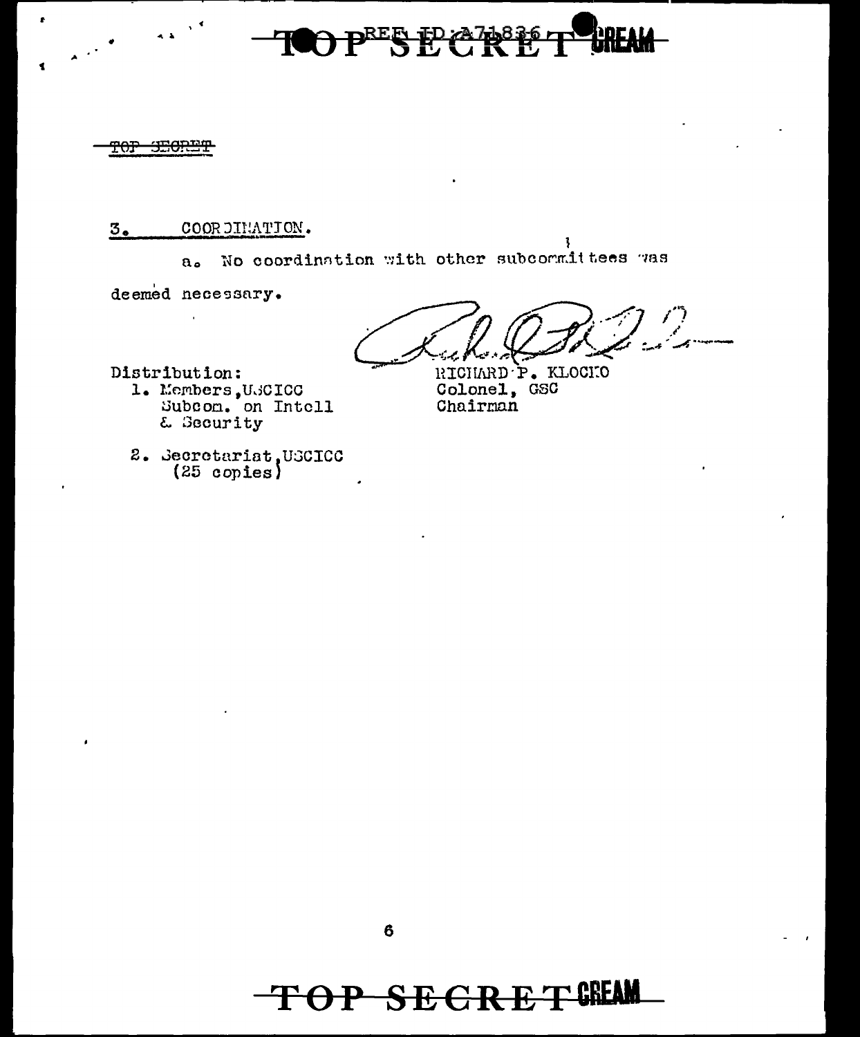TOP SECRET CREAM

REF ID:A71836

~~TOP SECRET~~

3. COORDINATION.

a. No coordination with other subcommittees was deemed necessary.

RICHARD P. KLOCKO
Colonel, GSC
Chairman

Distribution:

1. Members, USCICC Subcom. on Intell & Security

2. Secretariat, USCICC (25 copies)

TOP SECRET CREAM